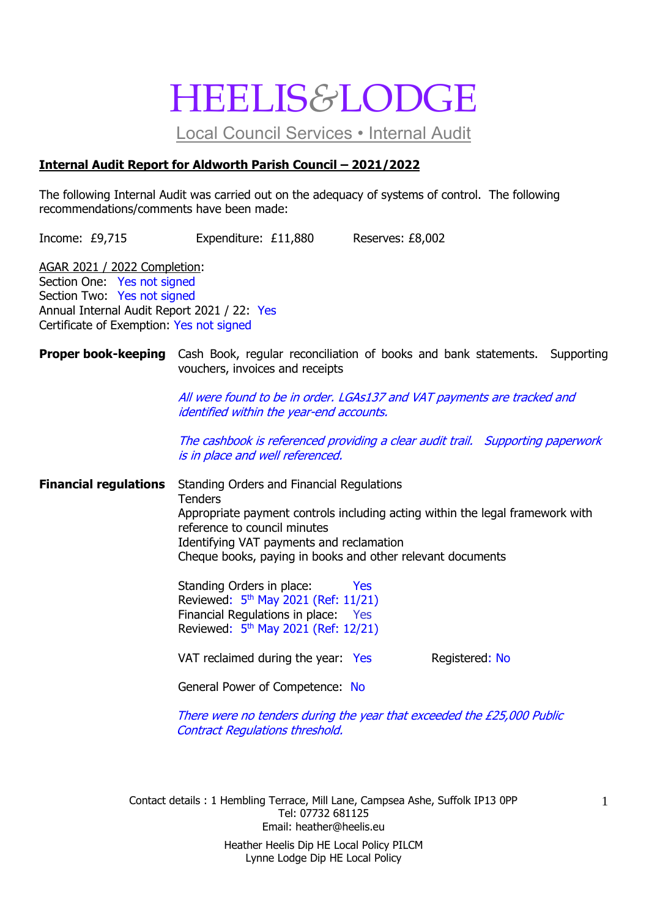# HEELIS&LODGE

Local Council Services • Internal Audit

**Internal Audit Report for Aldworth Parish Council – 2021/2022**

The following Internal Audit was carried out on the adequacy of systems of control. The following recommendations/comments have been made:

Income: £9,715 Expenditure: £11,880 Reserves: £8,002

AGAR 2021 / 2022 Completion:
Section One: Yes not signed
Section Two: Yes not signed
Annual Internal Audit Report 2021 / 22: Yes
Certificate of Exemption: Yes not signed

**Proper book-keeping**

Cash Book, regular reconciliation of books and bank statements. Supporting vouchers, invoices and receipts

*All were found to be in order. LGAs137 and VAT payments are tracked and identified within the year-end accounts.*

*The cashbook is referenced providing a clear audit trail. Supporting paperwork is in place and well referenced.*

**Financial regulations**

Standing Orders and Financial Regulations
Tenders
Appropriate payment controls including acting within the legal framework with reference to council minutes
Identifying VAT payments and reclamation
Cheque books, paying in books and other relevant documents

Standing Orders in place: Yes
Reviewed: 5th May 2021 (Ref: 11/21)
Financial Regulations in place: Yes
Reviewed: 5th May 2021 (Ref: 12/21)

VAT reclaimed during the year: Yes Registered: No

General Power of Competence: No

*There were no tenders during the year that exceeded the £25,000 Public Contract Regulations threshold.*

Contact details : 1 Hembling Terrace, Mill Lane, Campsea Ashe, Suffolk IP13 0PP
Tel: 07732 681125
Email: heather@heelis.eu

Heather Heelis Dip HE Local Policy PILCM
Lynne Lodge Dip HE Local Policy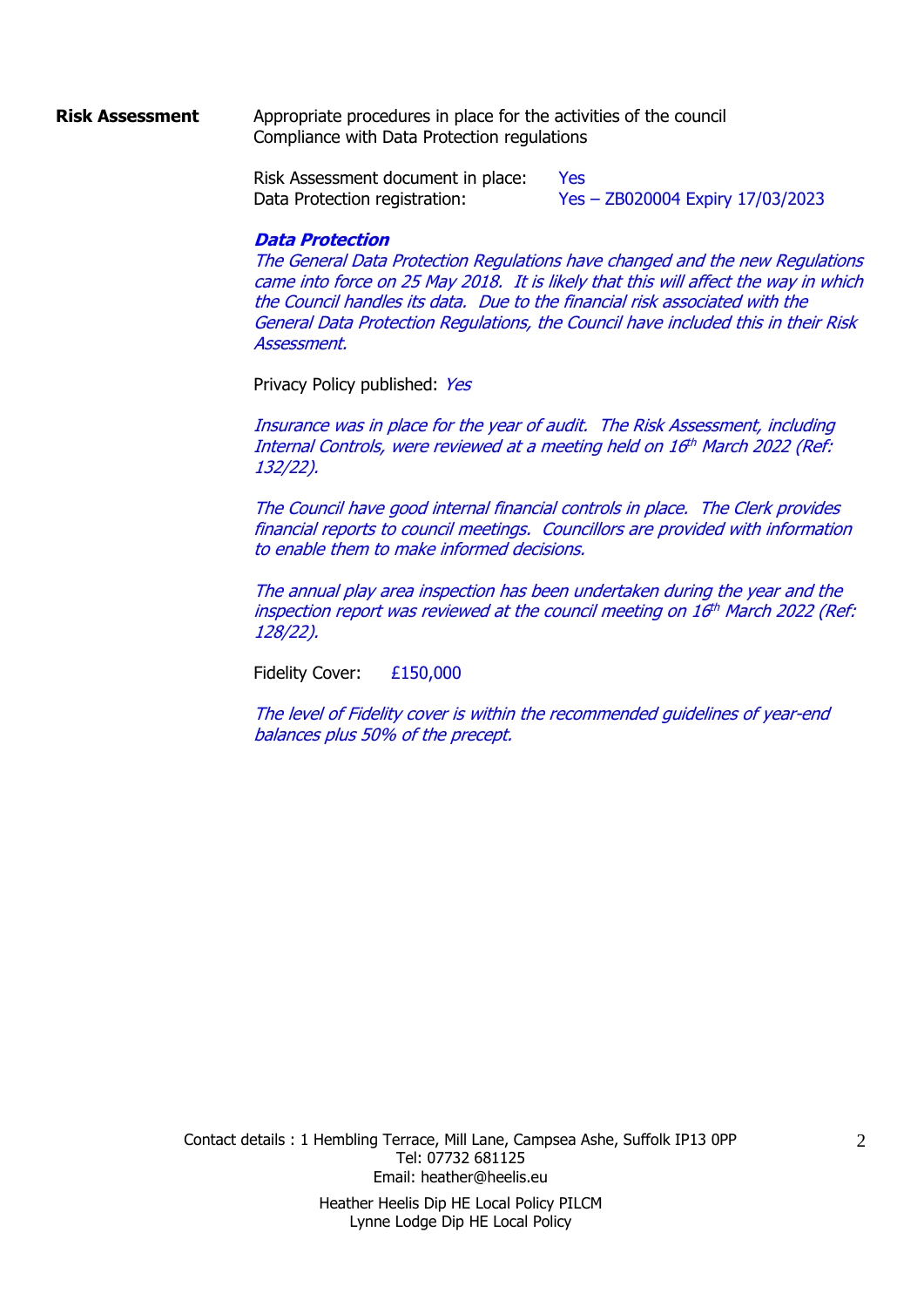**Risk Assessment**

Appropriate procedures in place for the activities of the council
Compliance with Data Protection regulations

Risk Assessment document in place: Yes
Data Protection registration: Yes – ZB020004 Expiry 17/03/2023

***Data Protection***

*The General Data Protection Regulations have changed and the new Regulations came into force on 25 May 2018. It is likely that this will affect the way in which the Council handles its data. Due to the financial risk associated with the General Data Protection Regulations, the Council have included this in their Risk Assessment.*

Privacy Policy published: *Yes*

*Insurance was in place for the year of audit. The Risk Assessment, including Internal Controls, were reviewed at a meeting held on 16th March 2022 (Ref: 132/22).*

*The Council have good internal financial controls in place. The Clerk provides financial reports to council meetings. Councillors are provided with information to enable them to make informed decisions.*

*The annual play area inspection has been undertaken during the year and the inspection report was reviewed at the council meeting on 16th March 2022 (Ref: 128/22).*

Fidelity Cover: £150,000

*The level of Fidelity cover is within the recommended guidelines of year-end balances plus 50% of the precept.*

Contact details : 1 Hembling Terrace, Mill Lane, Campsea Ashe, Suffolk IP13 0PP
Tel: 07732 681125
Email: heather@heelis.eu

Heather Heelis Dip HE Local Policy PILCM
Lynne Lodge Dip HE Local Policy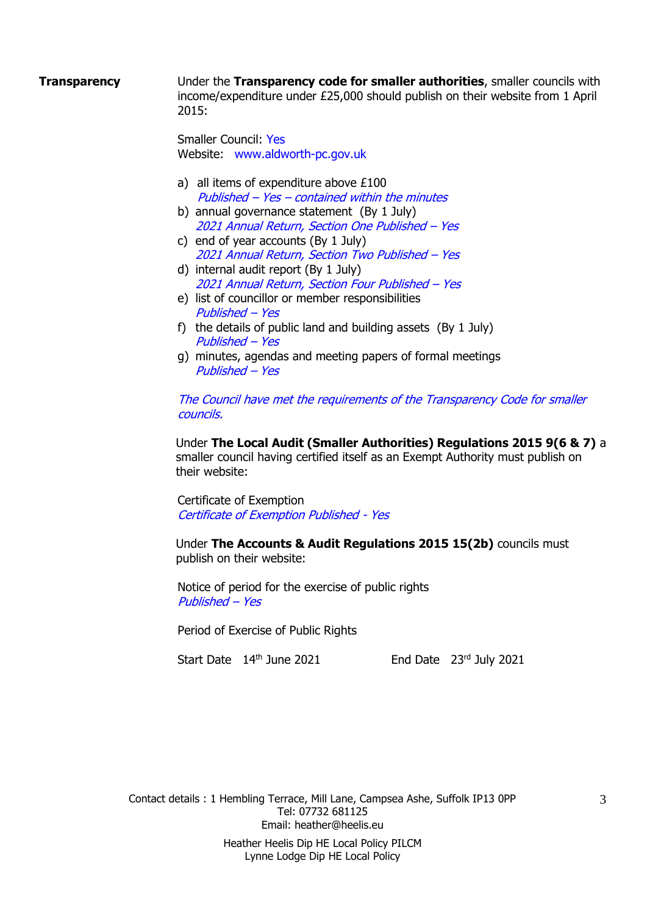**Transparency**

Under the **Transparency code for smaller authorities**, smaller councils with income/expenditure under £25,000 should publish on their website from 1 April 2015:

Smaller Council: Yes
Website: www.aldworth-pc.gov.uk

a) all items of expenditure above £100
   *Published – Yes – contained within the minutes*
b) annual governance statement (By 1 July)
   *2021 Annual Return, Section One Published – Yes*
c) end of year accounts (By 1 July)
   *2021 Annual Return, Section Two Published – Yes*
d) internal audit report (By 1 July)
   *2021 Annual Return, Section Four Published – Yes*
e) list of councillor or member responsibilities
   *Published – Yes*
f) the details of public land and building assets (By 1 July)
   *Published – Yes*
g) minutes, agendas and meeting papers of formal meetings
   *Published – Yes*

*The Council have met the requirements of the Transparency Code for smaller councils.*

Under **The Local Audit (Smaller Authorities) Regulations 2015 9(6 & 7)** a smaller council having certified itself as an Exempt Authority must publish on their website:

Certificate of Exemption
*Certificate of Exemption Published - Yes*

Under **The Accounts & Audit Regulations 2015 15(2b)** councils must publish on their website:

Notice of period for the exercise of public rights
*Published – Yes*

Period of Exercise of Public Rights

Start Date 14th June 2021 End Date 23rd July 2021

Contact details : 1 Hembling Terrace, Mill Lane, Campsea Ashe, Suffolk IP13 0PP
Tel: 07732 681125
Email: heather@heelis.eu

Heather Heelis Dip HE Local Policy PILCM
Lynne Lodge Dip HE Local Policy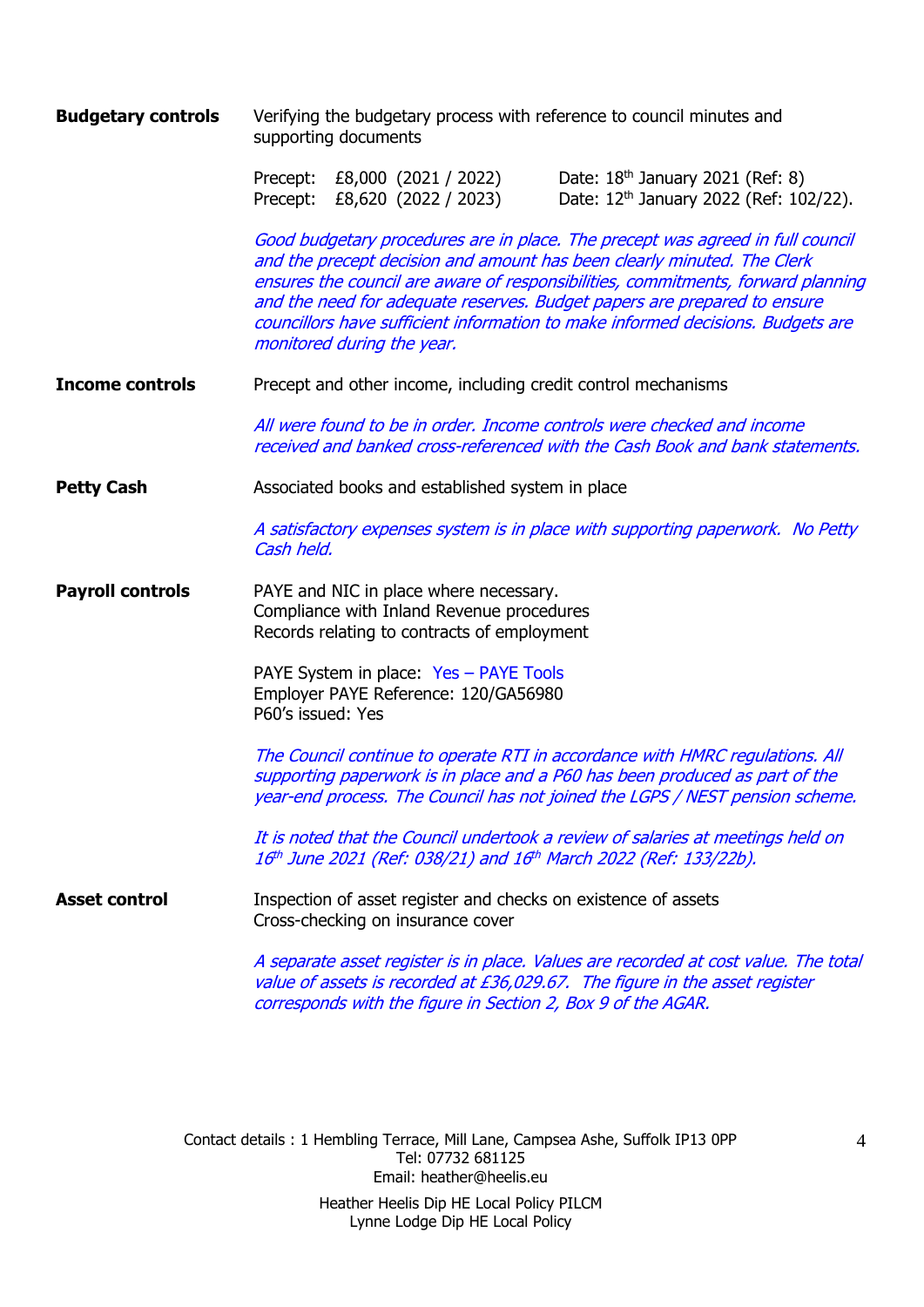**Budgetary controls**

Verifying the budgetary process with reference to council minutes and supporting documents

Precept: £8,000 (2021 / 2022) Date: 18th January 2021 (Ref: 8)
Precept: £8,620 (2022 / 2023) Date: 12th January 2022 (Ref: 102/22).

*Good budgetary procedures are in place. The precept was agreed in full council and the precept decision and amount has been clearly minuted. The Clerk ensures the council are aware of responsibilities, commitments, forward planning and the need for adequate reserves. Budget papers are prepared to ensure councillors have sufficient information to make informed decisions. Budgets are monitored during the year.*

**Income controls**

Precept and other income, including credit control mechanisms

*All were found to be in order. Income controls were checked and income received and banked cross-referenced with the Cash Book and bank statements.*

**Petty Cash**

Associated books and established system in place

*A satisfactory expenses system is in place with supporting paperwork. No Petty Cash held.*

**Payroll controls**

PAYE and NIC in place where necessary.
Compliance with Inland Revenue procedures
Records relating to contracts of employment

PAYE System in place: Yes – PAYE Tools
Employer PAYE Reference: 120/GA56980
P60's issued: Yes

*The Council continue to operate RTI in accordance with HMRC regulations. All supporting paperwork is in place and a P60 has been produced as part of the year-end process. The Council has not joined the LGPS / NEST pension scheme.*

*It is noted that the Council undertook a review of salaries at meetings held on 16th June 2021 (Ref: 038/21) and 16th March 2022 (Ref: 133/22b).*

**Asset control**

Inspection of asset register and checks on existence of assets
Cross-checking on insurance cover

*A separate asset register is in place. Values are recorded at cost value. The total value of assets is recorded at £36,029.67. The figure in the asset register corresponds with the figure in Section 2, Box 9 of the AGAR.*

Contact details : 1 Hembling Terrace, Mill Lane, Campsea Ashe, Suffolk IP13 0PP
Tel: 07732 681125
Email: heather@heelis.eu

Heather Heelis Dip HE Local Policy PILCM
Lynne Lodge Dip HE Local Policy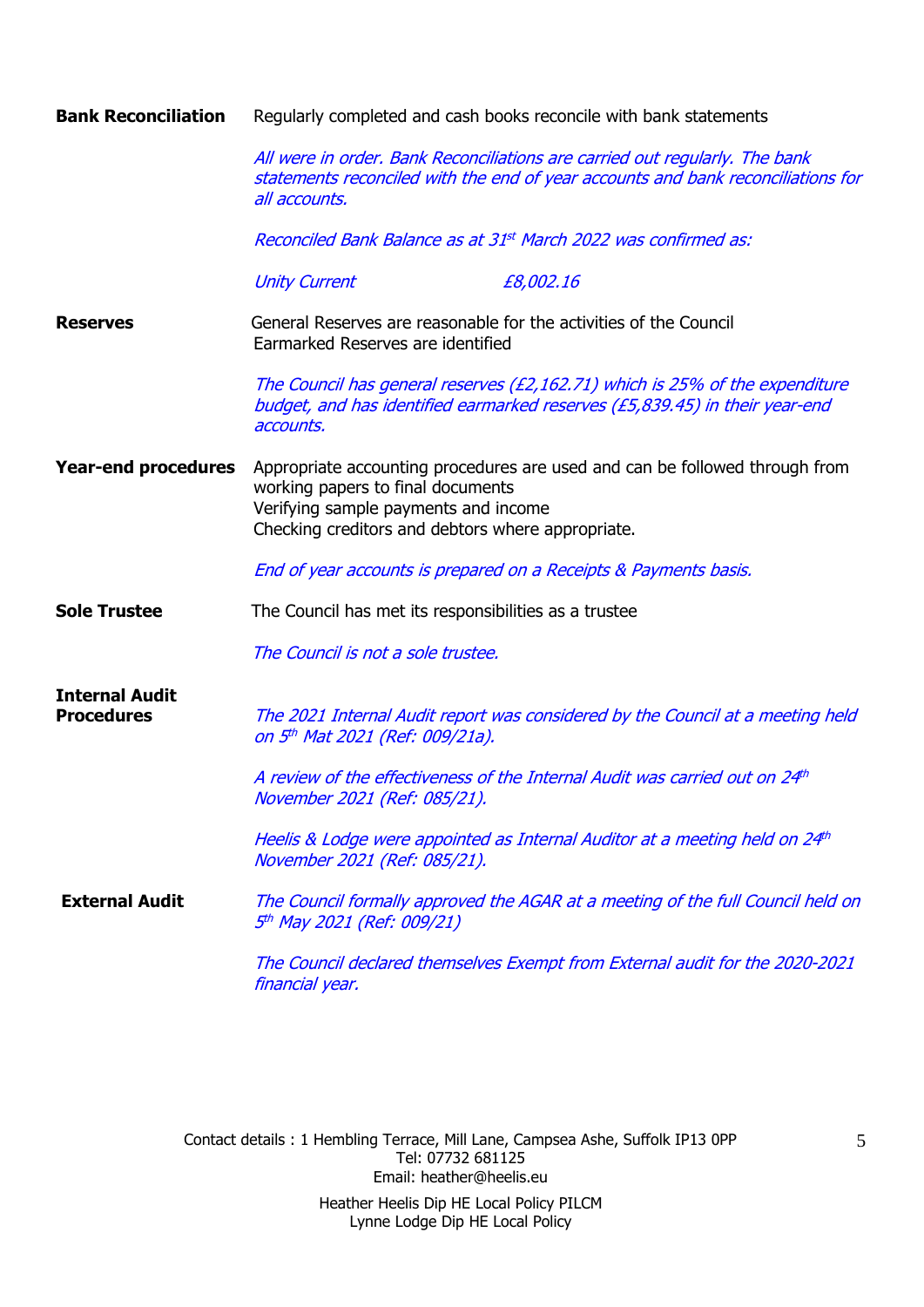**Bank Reconciliation**

Regularly completed and cash books reconcile with bank statements

*All were in order. Bank Reconciliations are carried out regularly. The bank statements reconciled with the end of year accounts and bank reconciliations for all accounts.*

*Reconciled Bank Balance as at 31st March 2022 was confirmed as:*

| *Unity Current* | *£8,002.16* |
|---|---|

**Reserves**

General Reserves are reasonable for the activities of the Council
Earmarked Reserves are identified

*The Council has general reserves (£2,162.71) which is 25% of the expenditure budget, and has identified earmarked reserves (£5,839.45) in their year-end accounts.*

**Year-end procedures**

Appropriate accounting procedures are used and can be followed through from working papers to final documents
Verifying sample payments and income
Checking creditors and debtors where appropriate.

*End of year accounts is prepared on a Receipts & Payments basis.*

**Sole Trustee**

The Council has met its responsibilities as a trustee

*The Council is not a sole trustee.*

**Internal Audit Procedures**

*The 2021 Internal Audit report was considered by the Council at a meeting held on 5th Mat 2021 (Ref: 009/21a).*

*A review of the effectiveness of the Internal Audit was carried out on 24th November 2021 (Ref: 085/21).*

*Heelis & Lodge were appointed as Internal Auditor at a meeting held on 24th November 2021 (Ref: 085/21).*

**External Audit**

*The Council formally approved the AGAR at a meeting of the full Council held on 5th May 2021 (Ref: 009/21)*

*The Council declared themselves Exempt from External audit for the 2020-2021 financial year.*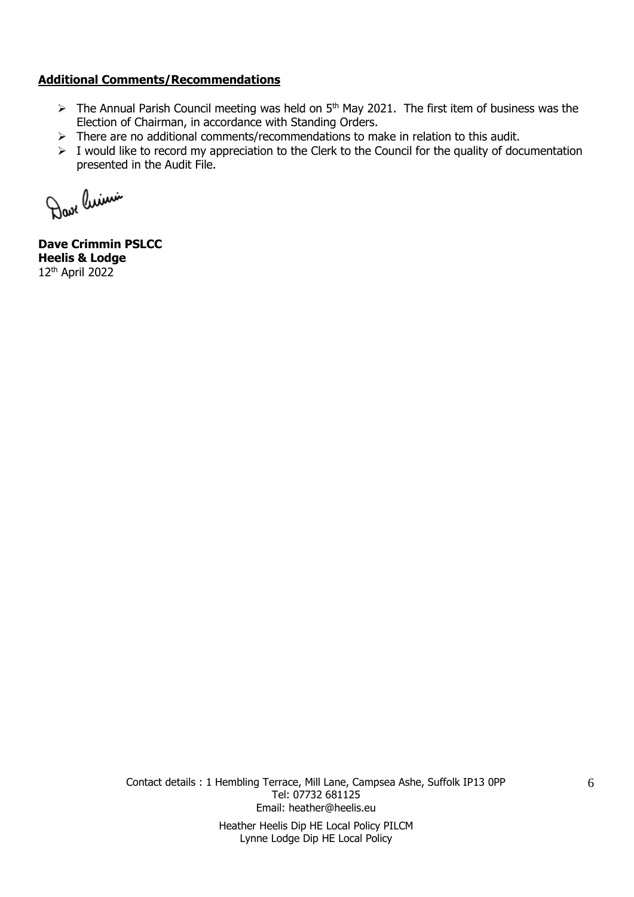**Additional Comments/Recommendations**

- The Annual Parish Council meeting was held on 5th May 2021. The first item of business was the Election of Chairman, in accordance with Standing Orders.
- There are no additional comments/recommendations to make in relation to this audit.
- I would like to record my appreciation to the Clerk to the Council for the quality of documentation presented in the Audit File.

**Dave Crimmin PSLCC**
**Heelis & Lodge**
12th April 2022

Contact details : 1 Hembling Terrace, Mill Lane, Campsea Ashe, Suffolk IP13 0PP
Tel: 07732 681125
Email: heather@heelis.eu

Heather Heelis Dip HE Local Policy PILCM
Lynne Lodge Dip HE Local Policy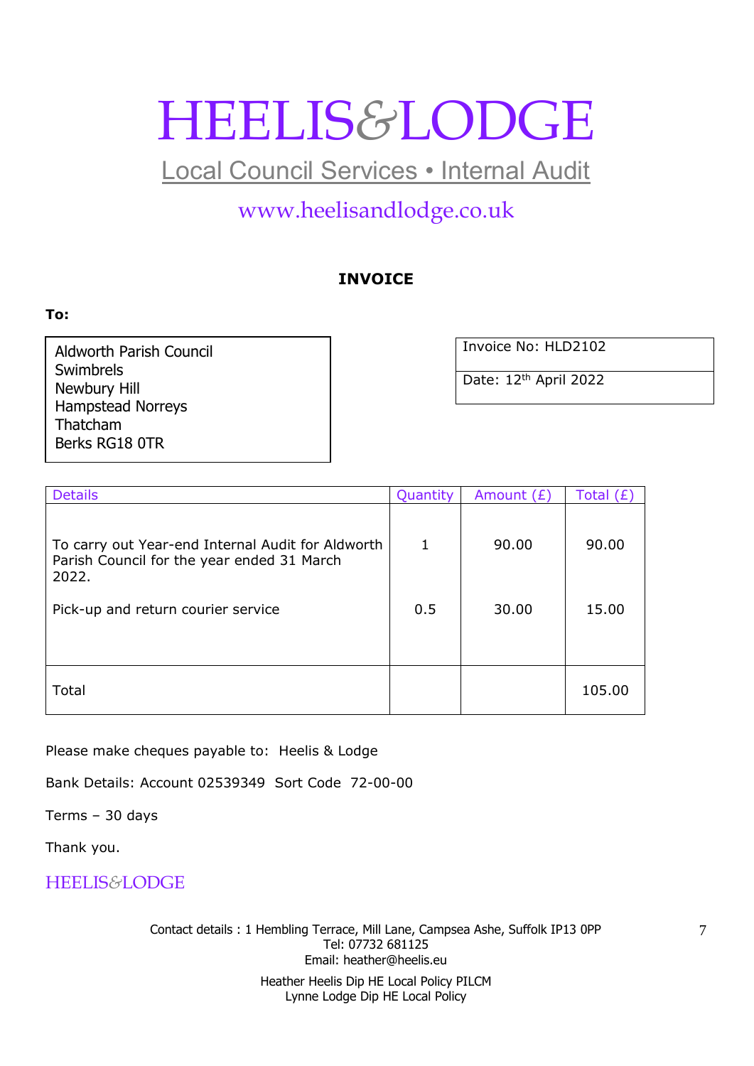# HEELIS&LODGE

Local Council Services • Internal Audit

www.heelisandlodge.co.uk

**INVOICE**

**To:**

Aldworth Parish Council
Swimbrels
Newbury Hill
Hampstead Norreys
Thatcham
Berks RG18 0TR

Invoice No: HLD2102

Date: 12th April 2022

| Details | Quantity | Amount (£) | Total (£) |
|---|---|---|---|
| To carry out Year-end Internal Audit for Aldworth Parish Council for the year ended 31 March 2022. | 1 | 90.00 | 90.00 |
| Pick-up and return courier service | 0.5 | 30.00 | 15.00 |
| Total | | | 105.00 |

Please make cheques payable to: Heelis & Lodge

Bank Details: Account 02539349 Sort Code 72-00-00

Terms – 30 days

Thank you.

HEELIS&LODGE

Contact details : 1 Hembling Terrace, Mill Lane, Campsea Ashe, Suffolk IP13 0PP
Tel: 07732 681125
Email: heather@heelis.eu

Heather Heelis Dip HE Local Policy PILCM
Lynne Lodge Dip HE Local Policy